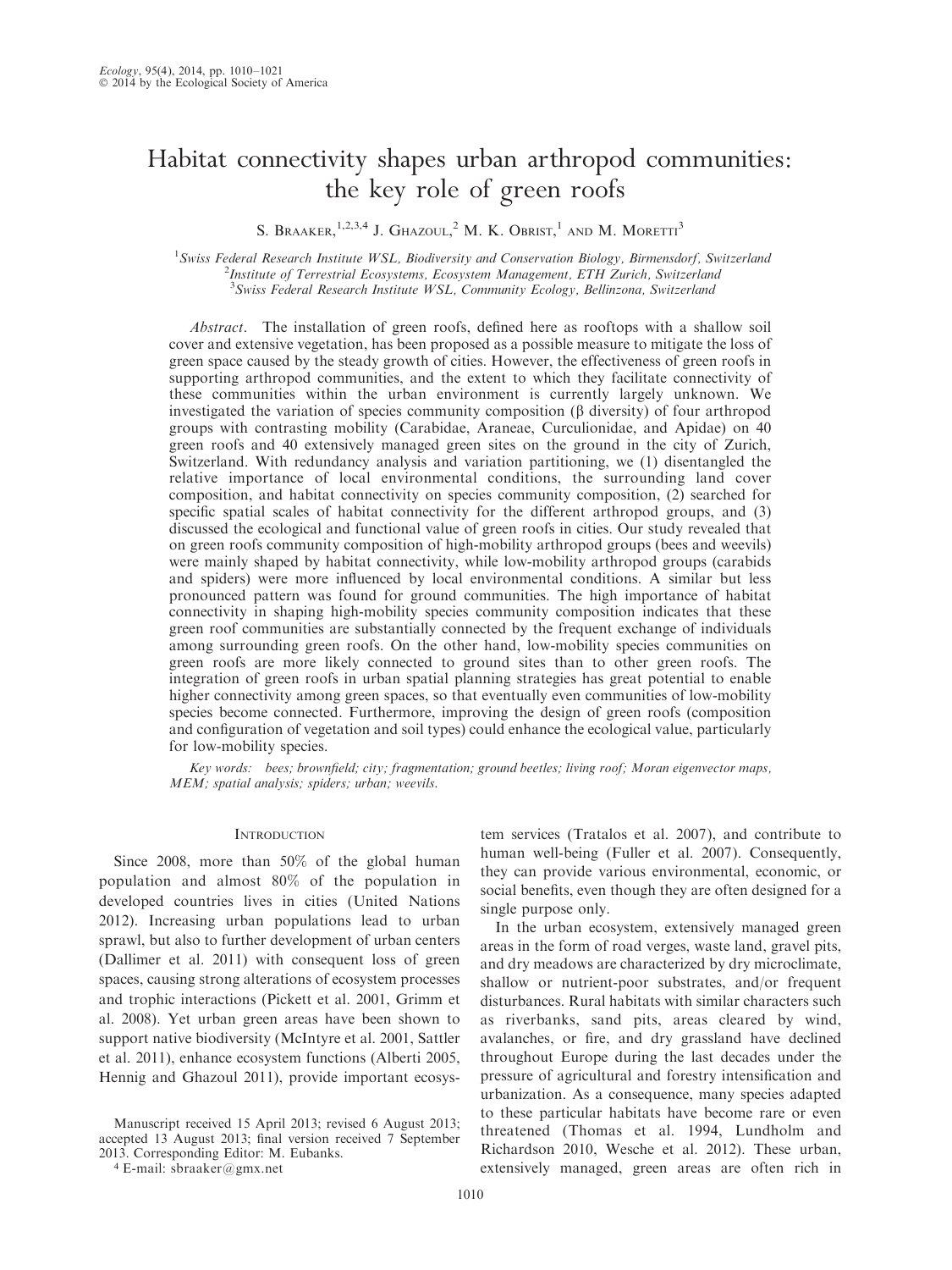# Habitat connectivity shapes urban arthropod communities: the key role of green roofs

S. Braaker,[1,2,3,4] J. Ghazoul,[2] M. K. Obrist,[1] and M. Moretti[3]

[1]*Swiss Federal Research Institute WSL, Biodiversity and Conservation Biology, Birmensdorf, Switzerland*
[2]*Institute of Terrestrial Ecosystems, Ecosystem Management, ETH Zurich, Switzerland*
[3]*Swiss Federal Research Institute WSL, Community Ecology, Bellinzona, Switzerland*

*Abstract*. The installation of green roofs, defined here as rooftops with a shallow soil cover and extensive vegetation, has been proposed as a possible measure to mitigate the loss of green space caused by the steady growth of cities. However, the effectiveness of green roofs in supporting arthropod communities, and the extent to which they facilitate connectivity of these communities within the urban environment is currently largely unknown. We investigated the variation of species community composition (β diversity) of four arthropod groups with contrasting mobility (Carabidae, Araneae, Curculionidae, and Apidae) on 40 green roofs and 40 extensively managed green sites on the ground in the city of Zurich, Switzerland. With redundancy analysis and variation partitioning, we (1) disentangled the relative importance of local environmental conditions, the surrounding land cover composition, and habitat connectivity on species community composition, (2) searched for specific spatial scales of habitat connectivity for the different arthropod groups, and (3) discussed the ecological and functional value of green roofs in cities. Our study revealed that on green roofs community composition of high-mobility arthropod groups (bees and weevils) were mainly shaped by habitat connectivity, while low-mobility arthropod groups (carabids and spiders) were more influenced by local environmental conditions. A similar but less pronounced pattern was found for ground communities. The high importance of habitat connectivity in shaping high-mobility species community composition indicates that these green roof communities are substantially connected by the frequent exchange of individuals among surrounding green roofs. On the other hand, low-mobility species communities on green roofs are more likely connected to ground sites than to other green roofs. The integration of green roofs in urban spatial planning strategies has great potential to enable higher connectivity among green spaces, so that eventually even communities of low-mobility species become connected. Furthermore, improving the design of green roofs (composition and configuration of vegetation and soil types) could enhance the ecological value, particularly for low-mobility species.

*Key words: bees; brownfield; city; fragmentation; ground beetles; living roof; Moran eigenvector maps, MEM; spatial analysis; spiders; urban; weevils.*

## Introduction

Since 2008, more than 50% of the global human population and almost 80% of the population in developed countries lives in cities (United Nations 2012). Increasing urban populations lead to urban sprawl, but also to further development of urban centers (Dallimer et al. 2011) with consequent loss of green spaces, causing strong alterations of ecosystem processes and trophic interactions (Pickett et al. 2001, Grimm et al. 2008). Yet urban green areas have been shown to support native biodiversity (McIntyre et al. 2001, Sattler et al. 2011), enhance ecosystem functions (Alberti 2005, Hennig and Ghazoul 2011), provide important ecosystem services (Tratalos et al. 2007), and contribute to human well-being (Fuller et al. 2007). Consequently, they can provide various environmental, economic, or social benefits, even though they are often designed for a single purpose only.

In the urban ecosystem, extensively managed green areas in the form of road verges, waste land, gravel pits, and dry meadows are characterized by dry microclimate, shallow or nutrient-poor substrates, and/or frequent disturbances. Rural habitats with similar characters such as riverbanks, sand pits, areas cleared by wind, avalanches, or fire, and dry grassland have declined throughout Europe during the last decades under the pressure of agricultural and forestry intensification and urbanization. As a consequence, many species adapted to these particular habitats have become rare or even threatened (Thomas et al. 1994, Lundholm and Richardson 2010, Wesche et al. 2012). These urban, extensively managed, green areas are often rich in

Manuscript received 15 April 2013; revised 6 August 2013; accepted 13 August 2013; final version received 7 September 2013. Corresponding Editor: M. Eubanks.

[4] E-mail: sbraaker@gmx.net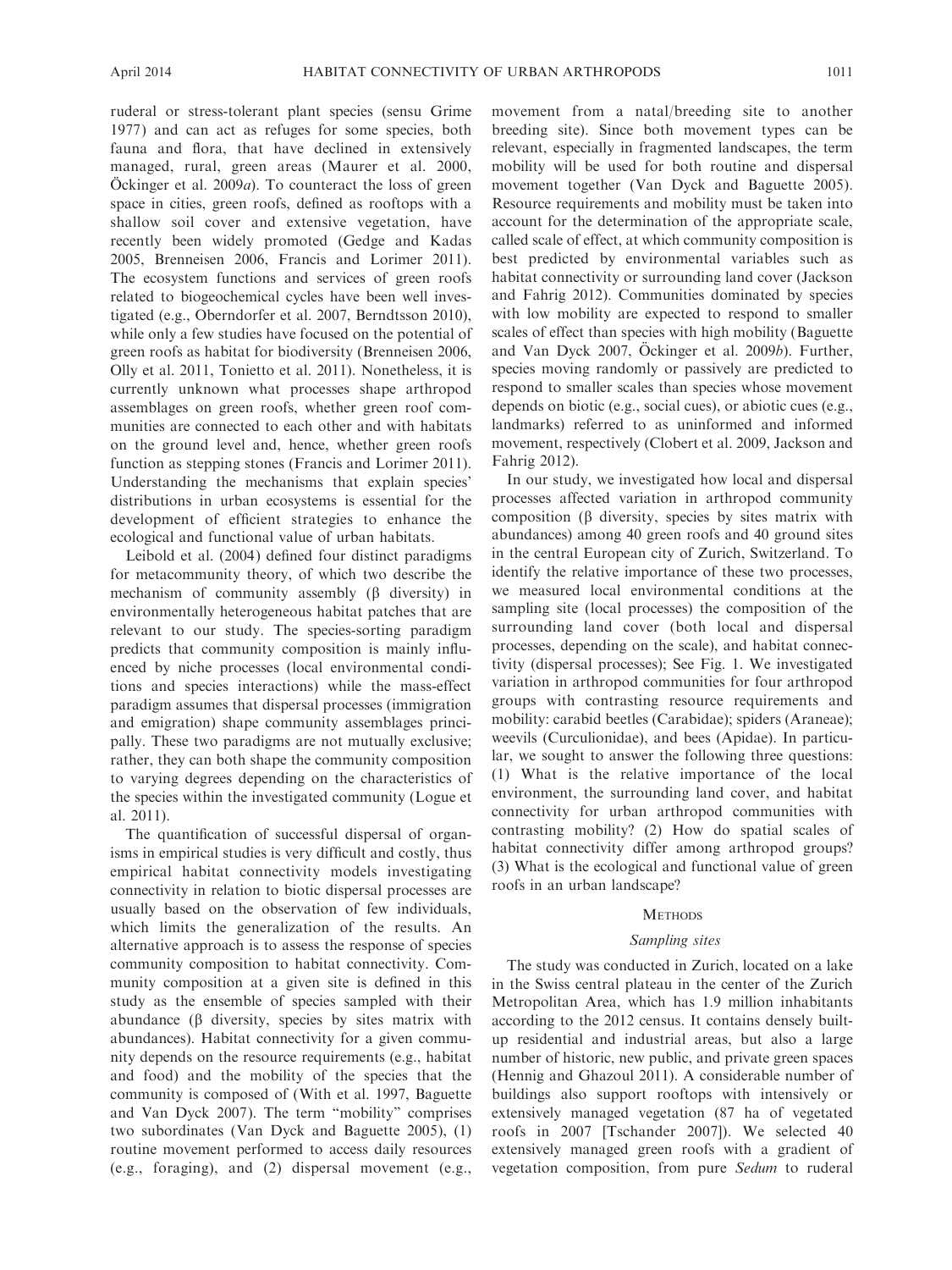ruderal or stress-tolerant plant species (sensu Grime 1977) and can act as refuges for some species, both fauna and flora, that have declined in extensively managed, rural, green areas (Maurer et al. 2000, Öckinger et al. 2009*a*). To counteract the loss of green space in cities, green roofs, defined as rooftops with a shallow soil cover and extensive vegetation, have recently been widely promoted (Gedge and Kadas 2005, Brenneisen 2006, Francis and Lorimer 2011). The ecosystem functions and services of green roofs related to biogeochemical cycles have been well investigated (e.g., Oberndorfer et al. 2007, Berndtsson 2010), while only a few studies have focused on the potential of green roofs as habitat for biodiversity (Brenneisen 2006, Olly et al. 2011, Tonietto et al. 2011). Nonetheless, it is currently unknown what processes shape arthropod assemblages on green roofs, whether green roof communities are connected to each other and with habitats on the ground level and, hence, whether green roofs function as stepping stones (Francis and Lorimer 2011). Understanding the mechanisms that explain species' distributions in urban ecosystems is essential for the development of efficient strategies to enhance the ecological and functional value of urban habitats.

Leibold et al. (2004) defined four distinct paradigms for metacommunity theory, of which two describe the mechanism of community assembly (β diversity) in environmentally heterogeneous habitat patches that are relevant to our study. The species-sorting paradigm predicts that community composition is mainly influenced by niche processes (local environmental conditions and species interactions) while the mass-effect paradigm assumes that dispersal processes (immigration and emigration) shape community assemblages principally. These two paradigms are not mutually exclusive; rather, they can both shape the community composition to varying degrees depending on the characteristics of the species within the investigated community (Logue et al. 2011).

The quantification of successful dispersal of organisms in empirical studies is very difficult and costly, thus empirical habitat connectivity models investigating connectivity in relation to biotic dispersal processes are usually based on the observation of few individuals, which limits the generalization of the results. An alternative approach is to assess the response of species community composition to habitat connectivity. Community composition at a given site is defined in this study as the ensemble of species sampled with their abundance (β diversity, species by sites matrix with abundances). Habitat connectivity for a given community depends on the resource requirements (e.g., habitat and food) and the mobility of the species that the community is composed of (With et al. 1997, Baguette and Van Dyck 2007). The term "mobility" comprises two subordinates (Van Dyck and Baguette 2005), (1) routine movement performed to access daily resources (e.g., foraging), and (2) dispersal movement (e.g., movement from a natal/breeding site to another breeding site). Since both movement types can be relevant, especially in fragmented landscapes, the term mobility will be used for both routine and dispersal movement together (Van Dyck and Baguette 2005). Resource requirements and mobility must be taken into account for the determination of the appropriate scale, called scale of effect, at which community composition is best predicted by environmental variables such as habitat connectivity or surrounding land cover (Jackson and Fahrig 2012). Communities dominated by species with low mobility are expected to respond to smaller scales of effect than species with high mobility (Baguette and Van Dyck 2007, Öckinger et al. 2009*b*). Further, species moving randomly or passively are predicted to respond to smaller scales than species whose movement depends on biotic (e.g., social cues), or abiotic cues (e.g., landmarks) referred to as uninformed and informed movement, respectively (Clobert et al. 2009, Jackson and Fahrig 2012).

In our study, we investigated how local and dispersal processes affected variation in arthropod community composition (β diversity, species by sites matrix with abundances) among 40 green roofs and 40 ground sites in the central European city of Zurich, Switzerland. To identify the relative importance of these two processes, we measured local environmental conditions at the sampling site (local processes) the composition of the surrounding land cover (both local and dispersal processes, depending on the scale), and habitat connectivity (dispersal processes); See Fig. 1. We investigated variation in arthropod communities for four arthropod groups with contrasting resource requirements and mobility: carabid beetles (Carabidae); spiders (Araneae); weevils (Curculionidae), and bees (Apidae). In particular, we sought to answer the following three questions: (1) What is the relative importance of the local environment, the surrounding land cover, and habitat connectivity for urban arthropod communities with contrasting mobility? (2) How do spatial scales of habitat connectivity differ among arthropod groups? (3) What is the ecological and functional value of green roofs in an urban landscape?

## Methods

### *Sampling sites*

The study was conducted in Zurich, located on a lake in the Swiss central plateau in the center of the Zurich Metropolitan Area, which has 1.9 million inhabitants according to the 2012 census. It contains densely built-up residential and industrial areas, but also a large number of historic, new public, and private green spaces (Hennig and Ghazoul 2011). A considerable number of buildings also support rooftops with intensively or extensively managed vegetation (87 ha of vegetated roofs in 2007 [Tschander 2007]). We selected 40 extensively managed green roofs with a gradient of vegetation composition, from pure *Sedum* to ruderal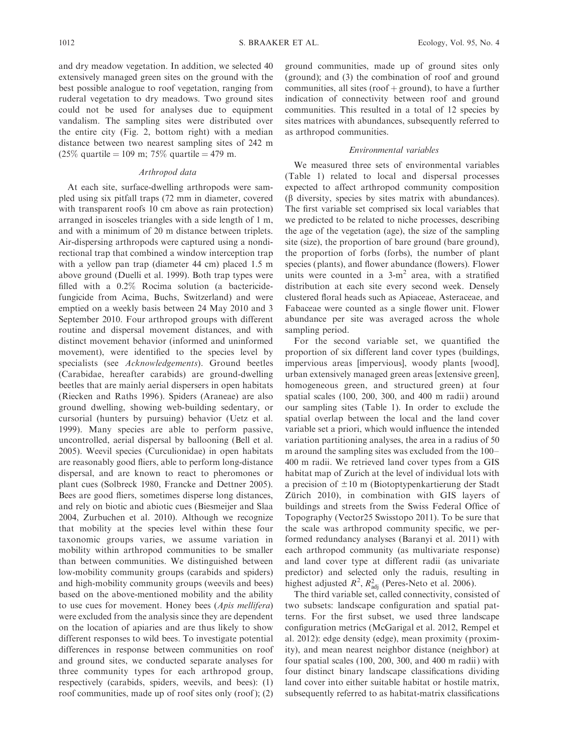and dry meadow vegetation. In addition, we selected 40 extensively managed green sites on the ground with the best possible analogue to roof vegetation, ranging from ruderal vegetation to dry meadows. Two ground sites could not be used for analyses due to equipment vandalism. The sampling sites were distributed over the entire city (Fig. 2, bottom right) with a median distance between two nearest sampling sites of 242 m (25% quartile = 109 m; 75% quartile = 479 m.

### Arthropod data

At each site, surface-dwelling arthropods were sampled using six pitfall traps (72 mm in diameter, covered with transparent roofs 10 cm above as rain protection) arranged in isosceles triangles with a side length of 1 m, and with a minimum of 20 m distance between triplets. Air-dispersing arthropods were captured using a nondirectional trap that combined a window interception trap with a yellow pan trap (diameter 44 cm) placed 1.5 m above ground (Duelli et al. 1999). Both trap types were filled with a 0.2% Rocima solution (a bactericide-fungicide from Acima, Buchs, Switzerland) and were emptied on a weekly basis between 24 May 2010 and 3 September 2010. Four arthropod groups with different routine and dispersal movement distances, and with distinct movement behavior (informed and uninformed movement), were identified to the species level by specialists (see *Acknowledgements*). Ground beetles (Carabidae, hereafter carabids) are ground-dwelling beetles that are mainly aerial dispersers in open habitats (Riecken and Raths 1996). Spiders (Araneae) are also ground dwelling, showing web-building sedentary, or cursorial (hunters by pursuing) behavior (Uetz et al. 1999). Many species are able to perform passive, uncontrolled, aerial dispersal by ballooning (Bell et al. 2005). Weevil species (Curculionidae) in open habitats are reasonably good fliers, able to perform long-distance dispersal, and are known to react to pheromones or plant cues (Solbreck 1980, Francke and Dettner 2005). Bees are good fliers, sometimes disperse long distances, and rely on biotic and abiotic cues (Biesmeijer and Slaa 2004, Zurbuchen et al. 2010). Although we recognize that mobility at the species level within these four taxonomic groups varies, we assume variation in mobility within arthropod communities to be smaller than between communities. We distinguished between low-mobility community groups (carabids and spiders) and high-mobility community groups (weevils and bees) based on the above-mentioned mobility and the ability to use cues for movement. Honey bees (*Apis mellifera*) were excluded from the analysis since they are dependent on the location of apiaries and are thus likely to show different responses to wild bees. To investigate potential differences in response between communities on roof and ground sites, we conducted separate analyses for three community types for each arthropod group, respectively (carabids, spiders, weevils, and bees): (1) roof communities, made up of roof sites only (roof); (2) ground communities, made up of ground sites only (ground); and (3) the combination of roof and ground communities, all sites (roof + ground), to have a further indication of connectivity between roof and ground communities. This resulted in a total of 12 species by sites matrices with abundances, subsequently referred to as arthropod communities.

### Environmental variables

We measured three sets of environmental variables (Table 1) related to local and dispersal processes expected to affect arthropod community composition (β diversity, species by sites matrix with abundances). The first variable set comprised six local variables that we predicted to be related to niche processes, describing the age of the vegetation (age), the size of the sampling site (size), the proportion of bare ground (bare ground), the proportion of forbs (forbs), the number of plant species (plants), and flower abundance (flowers). Flower units were counted in a 3-$m^2$ area, with a stratified distribution at each site every second week. Densely clustered floral heads such as Apiaceae, Asteraceae, and Fabaceae were counted as a single flower unit. Flower abundance per site was averaged across the whole sampling period.

For the second variable set, we quantified the proportion of six different land cover types (buildings, impervious areas [impervious], woody plants [wood], urban extensively managed green areas [extensive green], homogeneous green, and structured green) at four spatial scales (100, 200, 300, and 400 m radii) around our sampling sites (Table 1). In order to exclude the spatial overlap between the local and the land cover variable set a priori, which would influence the intended variation partitioning analyses, the area in a radius of 50 m around the sampling sites was excluded from the 100–400 m radii. We retrieved land cover types from a GIS habitat map of Zurich at the level of individual lots with a precision of ±10 m (Biotoptypenkartierung der Stadt Zürich 2010), in combination with GIS layers of buildings and streets from the Swiss Federal Office of Topography (Vector25 Swisstopo 2011). To be sure that the scale was arthropod community specific, we performed redundancy analyses (Baranyi et al. 2011) with each arthropod community (as multivariate response) and land cover type at different radii (as univariate predictor) and selected only the raduis, resulting in highest adjusted $R^2$, $R^2_{adj}$ (Peres-Neto et al. 2006).

The third variable set, called connectivity, consisted of two subsets: landscape configuration and spatial patterns. For the first subset, we used three landscape configuration metrics (McGarigal et al. 2012, Rempel et al. 2012): edge density (edge), mean proximity (proximity), and mean nearest neighbor distance (neighbor) at four spatial scales (100, 200, 300, and 400 m radii) with four distinct binary landscape classifications dividing land cover into either suitable habitat or hostile matrix, subsequently referred to as habitat-matrix classifications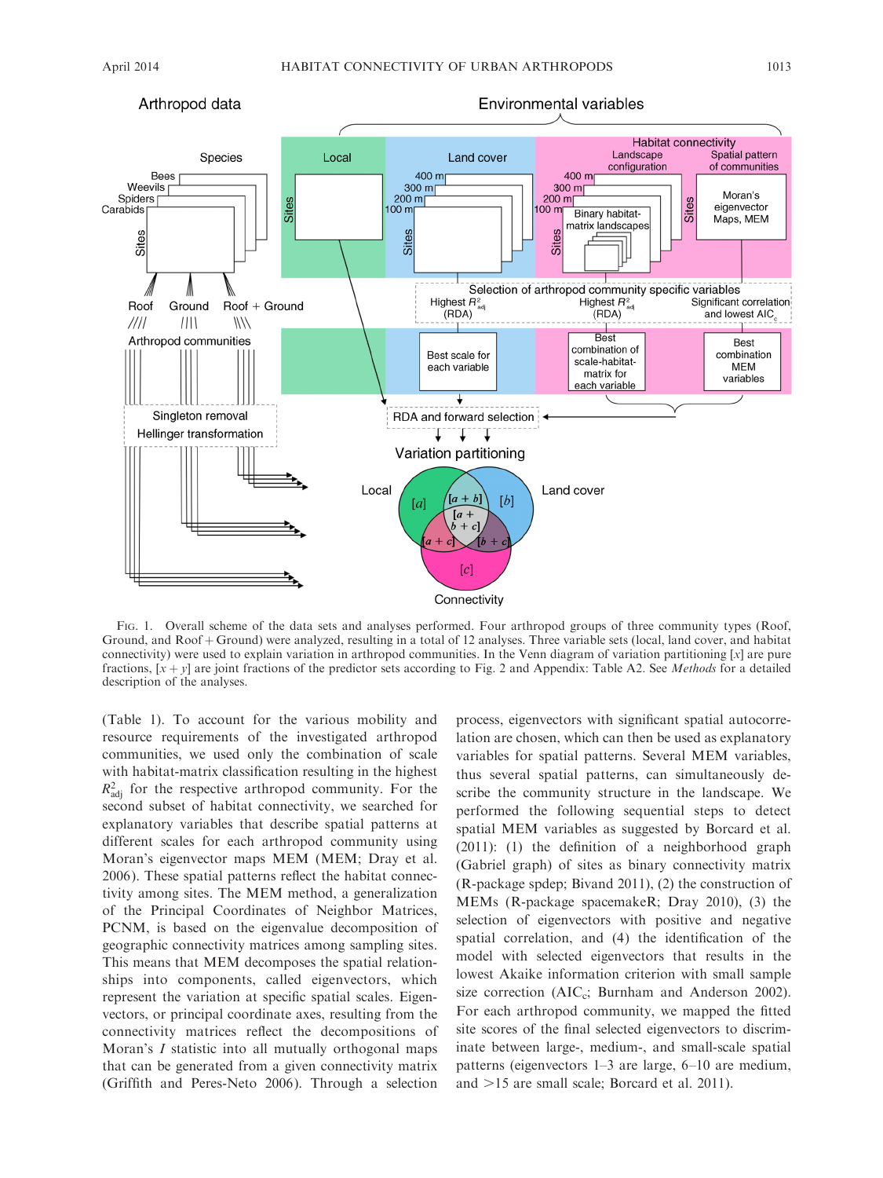FIG. 1. Overall scheme of the data sets and analyses performed. Four arthropod groups of three community types (Roof, Ground, and Roof + Ground) were analyzed, resulting in a total of 12 analyses. Three variable sets (local, land cover, and habitat connectivity) were used to explain variation in arthropod communities. In the Venn diagram of variation partitioning [$x$] are pure fractions, [$x$ + $y$] are joint fractions of the predictor sets according to Fig. 2 and Appendix: Table A2. See *Methods* for a detailed description of the analyses.

(Table 1). To account for the various mobility and resource requirements of the investigated arthropod communities, we used only the combination of scale with habitat-matrix classification resulting in the highest $R^2_{adj}$ for the respective arthropod community. For the second subset of habitat connectivity, we searched for explanatory variables that describe spatial patterns at different scales for each arthropod community using Moran's eigenvector maps MEM (MEM; Dray et al. 2006). These spatial patterns reflect the habitat connectivity among sites. The MEM method, a generalization of the Principal Coordinates of Neighbor Matrices, PCNM, is based on the eigenvalue decomposition of geographic connectivity matrices among sampling sites. This means that MEM decomposes the spatial relationships into components, called eigenvectors, which represent the variation at specific spatial scales. Eigenvectors, or principal coordinate axes, resulting from the connectivity matrices reflect the decompositions of Moran's $I$ statistic into all mutually orthogonal maps that can be generated from a given connectivity matrix (Griffith and Peres-Neto 2006). Through a selection process, eigenvectors with significant spatial autocorrelation are chosen, which can then be used as explanatory variables for spatial patterns. Several MEM variables, thus several spatial patterns, can simultaneously describe the community structure in the landscape. We performed the following sequential steps to detect spatial MEM variables as suggested by Borcard et al. (2011): (1) the definition of a neighborhood graph (Gabriel graph) of sites as binary connectivity matrix (R-package spdep; Bivand 2011), (2) the construction of MEMs (R-package spacemakeR; Dray 2010), (3) the selection of eigenvectors with positive and negative spatial correlation, and (4) the identification of the model with selected eigenvectors that results in the lowest Akaike information criterion with small sample size correction ($AIC_c$; Burnham and Anderson 2002). For each arthropod community, we mapped the fitted site scores of the final selected eigenvectors to discriminate between large-, medium-, and small-scale spatial patterns (eigenvectors 1–3 are large, 6–10 are medium, and >15 are small scale; Borcard et al. 2011).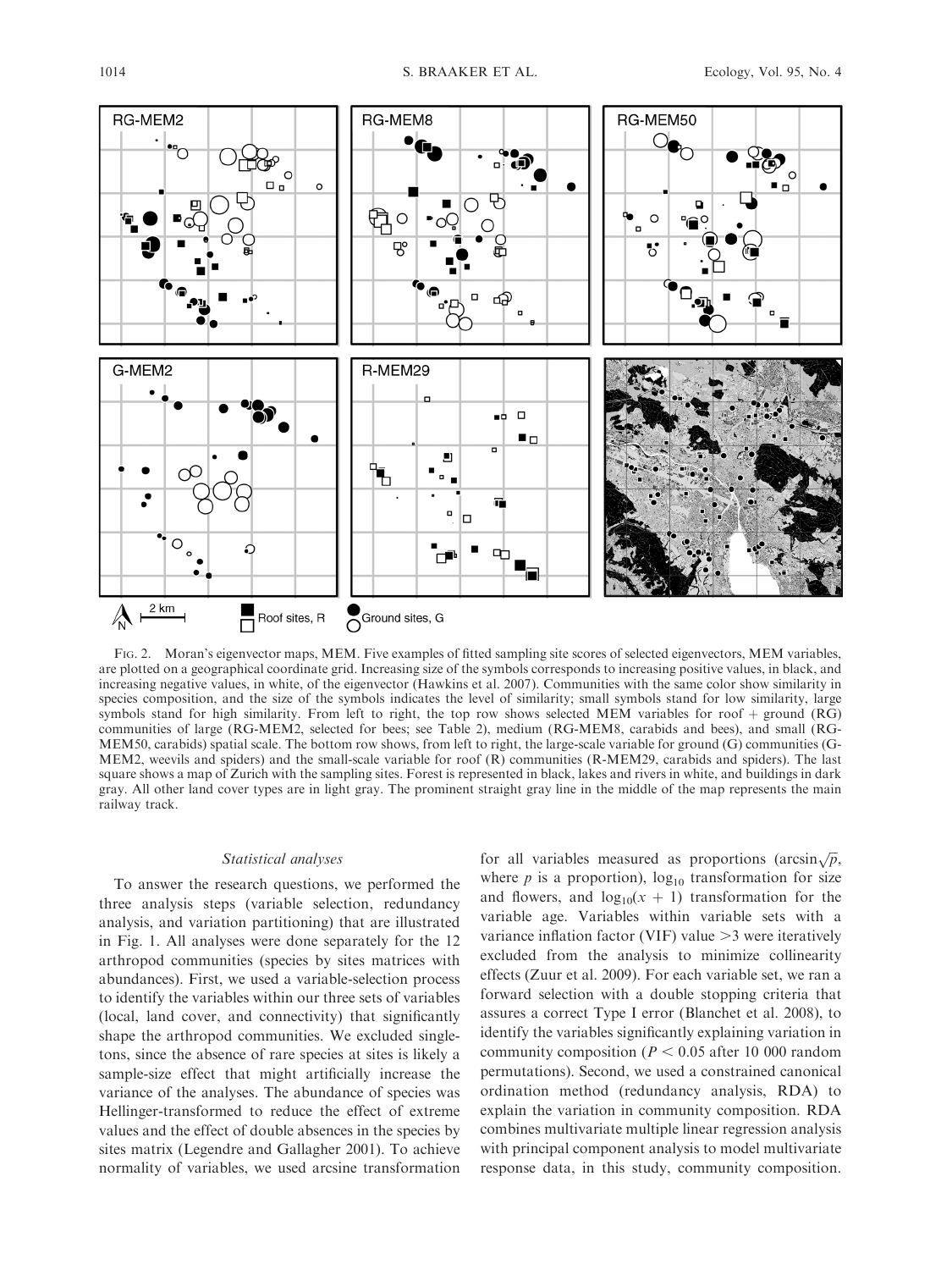FIG. 2. Moran's eigenvector maps, MEM. Five examples of fitted sampling site scores of selected eigenvectors, MEM variables, are plotted on a geographical coordinate grid. Increasing size of the symbols corresponds to increasing positive values, in black, and increasing negative values, in white, of the eigenvector (Hawkins et al. 2007). Communities with the same color show similarity in species composition, and the size of the symbols indicates the level of similarity; small symbols stand for low similarity, large symbols stand for high similarity. From left to right, the top row shows selected MEM variables for roof + ground (RG) communities of large (RG-MEM2, selected for bees; see Table 2), medium (RG-MEM8, carabids and bees), and small (RG-MEM50, carabids) spatial scale. The bottom row shows, from left to right, the large-scale variable for ground (G) communities (G-MEM2, weevils and spiders) and the small-scale variable for roof (R) communities (R-MEM29, carabids and spiders). The last square shows a map of Zurich with the sampling sites. Forest is represented in black, lakes and rivers in white, and buildings in dark gray. All other land cover types are in light gray. The prominent straight gray line in the middle of the map represents the main railway track.

### *Statistical analyses*

To answer the research questions, we performed the three analysis steps (variable selection, redundancy analysis, and variation partitioning) that are illustrated in Fig. 1. All analyses were done separately for the 12 arthropod communities (species by sites matrices with abundances). First, we used a variable-selection process to identify the variables within our three sets of variables (local, land cover, and connectivity) that significantly shape the arthropod communities. We excluded singletons, since the absence of rare species at sites is likely a sample-size effect that might artificially increase the variance of the analyses. The abundance of species was Hellinger-transformed to reduce the effect of extreme values and the effect of double absences in the species by sites matrix (Legendre and Gallagher 2001). To achieve normality of variables, we used arcsine transformation for all variables measured as proportions ($\arcsin\sqrt{p}$, where $p$ is a proportion), $\log_{10}$ transformation for size and flowers, and $\log_{10}(x + 1)$ transformation for the variable age. Variables within variable sets with a variance inflation factor (VIF) value $>3$ were iteratively excluded from the analysis to minimize collinearity effects (Zuur et al. 2009). For each variable set, we ran a forward selection with a double stopping criteria that assures a correct Type I error (Blanchet et al. 2008), to identify the variables significantly explaining variation in community composition ($P < 0.05$ after 10 000 random permutations). Second, we used a constrained canonical ordination method (redundancy analysis, RDA) to explain the variation in community composition. RDA combines multivariate multiple linear regression analysis with principal component analysis to model multivariate response data, in this study, community composition.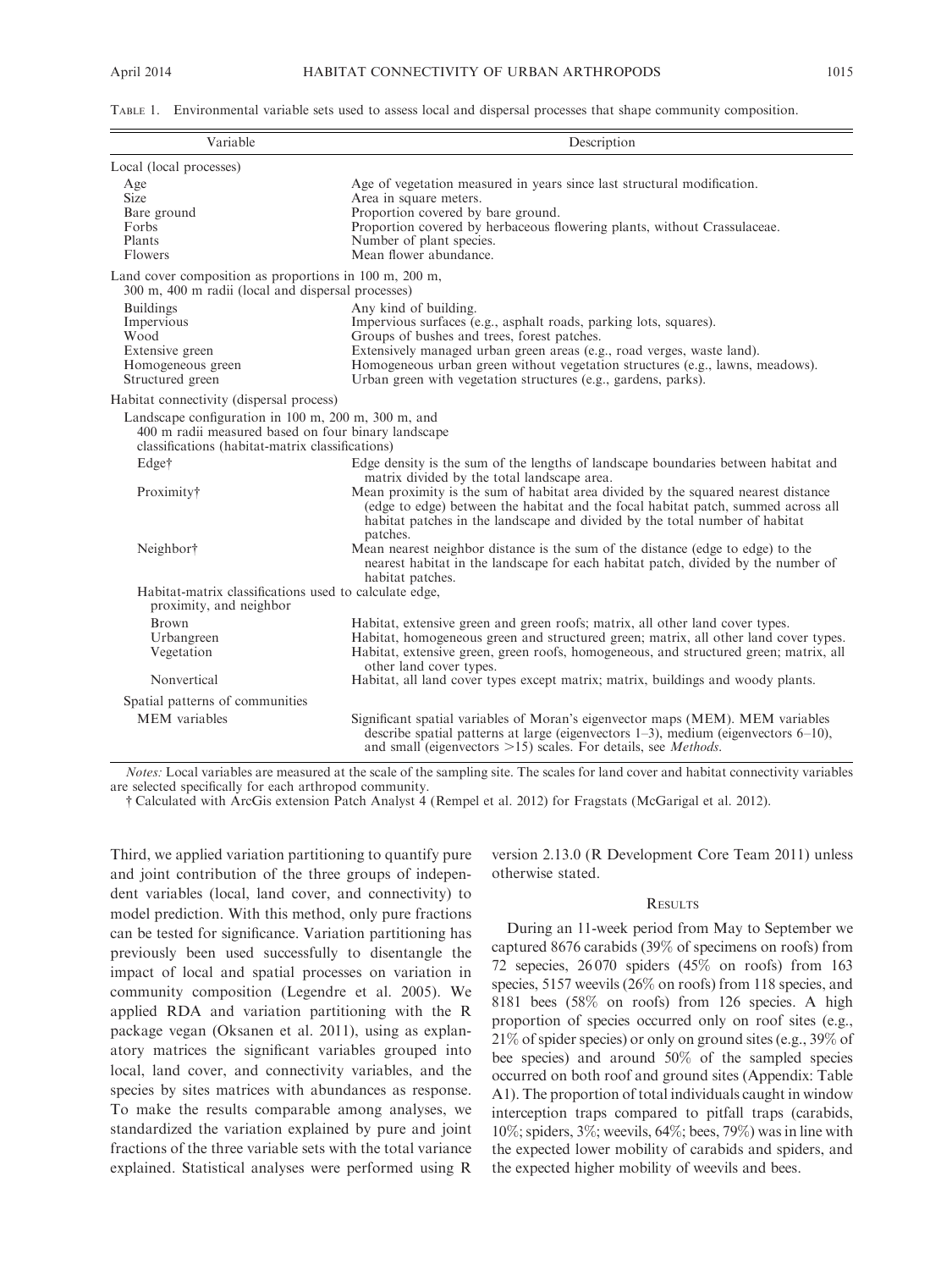TABLE 1. Environmental variable sets used to assess local and dispersal processes that shape community composition.

| Variable | Description |
|---|---|
| **Local (local processes)** | |
| Age | Age of vegetation measured in years since last structural modification. |
| Size | Area in square meters. |
| Bare ground | Proportion covered by bare ground. |
| Forbs | Proportion covered by herbaceous flowering plants, without Crassulaceae. |
| Plants | Number of plant species. |
| Flowers | Mean flower abundance. |
| **Land cover composition as proportions in 100 m, 200 m, 300 m, 400 m radii (local and dispersal processes)** | |
| Buildings | Any kind of building. |
| Impervious | Impervious surfaces (e.g., asphalt roads, parking lots, squares). |
| Wood | Groups of bushes and trees, forest patches. |
| Extensive green | Extensively managed urban green areas (e.g., road verges, waste land). |
| Homogeneous green | Homogeneous urban green without vegetation structures (e.g., lawns, meadows). |
| Structured green | Urban green with vegetation structures (e.g., gardens, parks). |
| **Habitat connectivity (dispersal process)** | |
| Landscape configuration in 100 m, 200 m, 300 m, and 400 m radii measured based on four binary landscape classifications (habitat-matrix classifications) | |
| Edge† | Edge density is the sum of the lengths of landscape boundaries between habitat and matrix divided by the total landscape area. |
| Proximity† | Mean proximity is the sum of habitat area divided by the squared nearest distance (edge to edge) between the habitat and the focal habitat patch, summed across all habitat patches in the landscape and divided by the total number of habitat patches. |
| Neighbor† | Mean nearest neighbor distance is the sum of the distance (edge to edge) to the nearest habitat in the landscape for each habitat patch, divided by the number of habitat patches. |
| Habitat-matrix classifications used to calculate edge, proximity, and neighbor | |
| Brown | Habitat, extensive green and green roofs; matrix, all other land cover types. |
| Urbangreen | Habitat, homogeneous green and structured green; matrix, all other land cover types. |
| Vegetation | Habitat, extensive green, green roofs, homogeneous, and structured green; matrix, all other land cover types. |
| Nonvertical | Habitat, all land cover types except matrix; matrix, buildings and woody plants. |
| **Spatial patterns of communities** | |
| MEM variables | Significant spatial variables of Moran's eigenvector maps (MEM). MEM variables describe spatial patterns at large (eigenvectors 1–3), medium (eigenvectors 6–10), and small (eigenvectors >15) scales. For details, see *Methods*. |

*Notes:* Local variables are measured at the scale of the sampling site. The scales for land cover and habitat connectivity variables are selected specifically for each arthropod community.

† Calculated with ArcGis extension Patch Analyst 4 (Rempel et al. 2012) for Fragstats (McGarigal et al. 2012).

Third, we applied variation partitioning to quantify pure and joint contribution of the three groups of independent variables (local, land cover, and connectivity) to model prediction. With this method, only pure fractions can be tested for significance. Variation partitioning has previously been used successfully to disentangle the impact of local and spatial processes on variation in community composition (Legendre et al. 2005). We applied RDA and variation partitioning with the R package vegan (Oksanen et al. 2011), using as explanatory matrices the significant variables grouped into local, land cover, and connectivity variables, and the species by sites matrices with abundances as response. To make the results comparable among analyses, we standardized the variation explained by pure and joint fractions of the three variable sets with the total variance explained. Statistical analyses were performed using R version 2.13.0 (R Development Core Team 2011) unless otherwise stated.

## RESULTS

During an 11-week period from May to September we captured 8676 carabids (39% of specimens on roofs) from 72 sepecies, 26 070 spiders (45% on roofs) from 163 species, 5157 weevils (26% on roofs) from 118 species, and 8181 bees (58% on roofs) from 126 species. A high proportion of species occurred only on roof sites (e.g., 21% of spider species) or only on ground sites (e.g., 39% of bee species) and around 50% of the sampled species occurred on both roof and ground sites (Appendix: Table A1). The proportion of total individuals caught in window interception traps compared to pitfall traps (carabids, 10%; spiders, 3%; weevils, 64%; bees, 79%) was in line with the expected lower mobility of carabids and spiders, and the expected higher mobility of weevils and bees.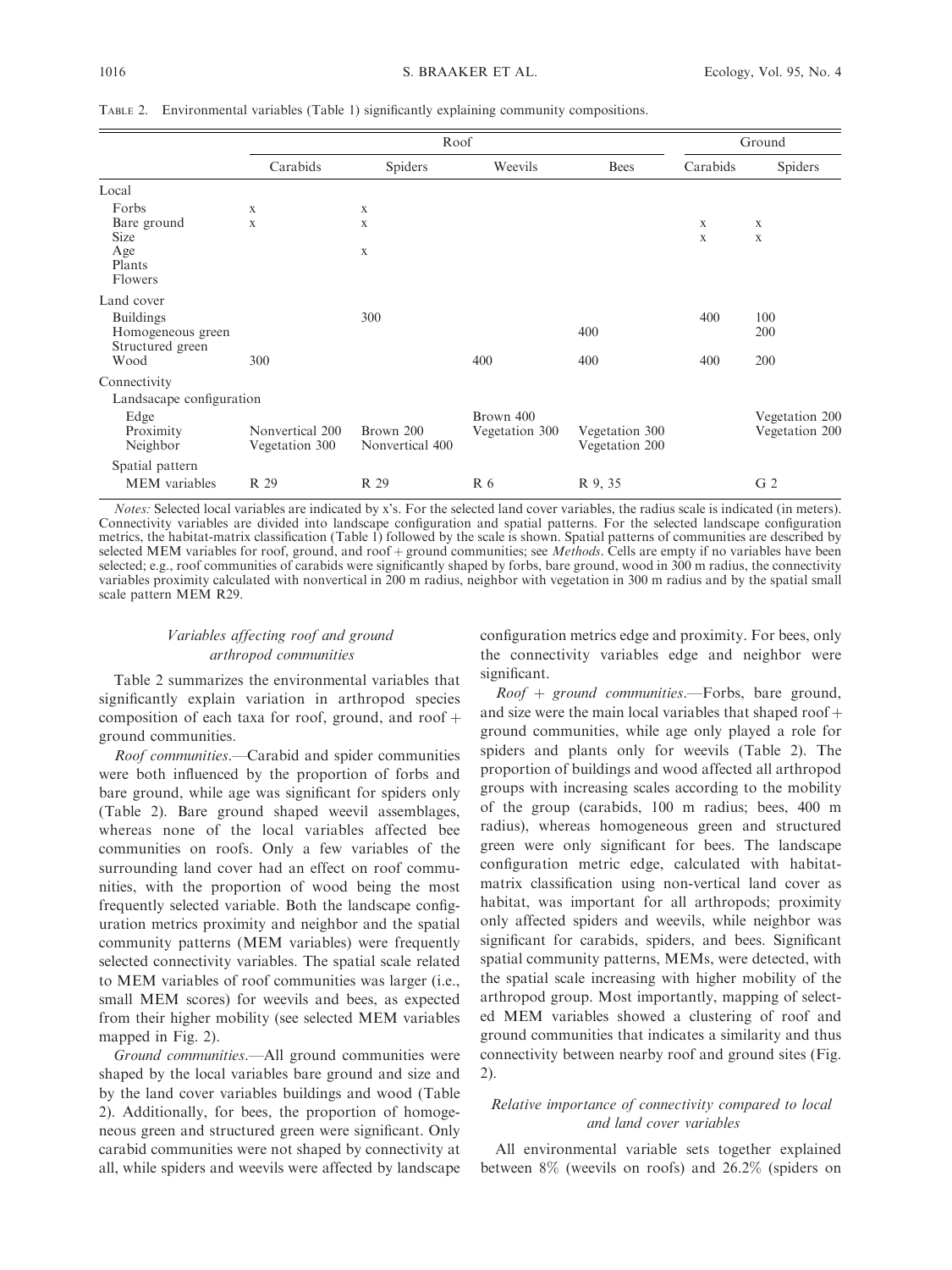TABLE 2. Environmental variables (Table 1) significantly explaining community compositions.

| | Roof | | | | Ground | |
|---|---|---|---|---|---|---|
| | Carabids | Spiders | Weevils | Bees | Carabids | Spiders |
| **Local** | | | | | | |
| Forbs | x | x | | | | |
| Bare ground | x | x | | | x | x |
| Size | | | | | x | x |
| Age | | x | | | | |
| Plants | | | | | | |
| Flowers | | | | | | |
| **Land cover** | | | | | | |
| Buildings | | 300 | | | 400 | 100 |
| Homogeneous green | | | | 400 | | 200 |
| Structured green | | | | | | |
| Wood | 300 | | 400 | 400 | 400 | 200 |
| **Connectivity** | | | | | | |
| Landsacape configuration | | | | | | |
| Edge | | | Brown 400 | | | Vegetation 200 |
| Proximity | Nonvertical 200 | Brown 200 | Vegetation 300 | Vegetation 300 | | Vegetation 200 |
| Neighbor | Vegetation 300 | Nonvertical 400 | | Vegetation 200 | | |
| Spatial pattern | | | | | | |
| MEM variables | R 29 | R 29 | R 6 | R 9, 35 | | G 2 |

*Notes:* Selected local variables are indicated by x's. For the selected land cover variables, the radius scale is indicated (in meters). Connectivity variables are divided into landscape configuration and spatial patterns. For the selected landscape configuration metrics, the habitat-matrix classification (Table 1) followed by the scale is shown. Spatial patterns of communities are described by selected MEM variables for roof, ground, and roof + ground communities; see *Methods*. Cells are empty if no variables have been selected; e.g., roof communities of carabids were significantly shaped by forbs, bare ground, wood in 300 m radius, the connectivity variables proximity calculated with nonvertical in 200 m radius, neighbor with vegetation in 300 m radius and by the spatial small scale pattern MEM R29.

### *Variables affecting roof and ground arthropod communities*

Table 2 summarizes the environmental variables that significantly explain variation in arthropod species composition of each taxa for roof, ground, and roof + ground communities.

*Roof communities*.—Carabid and spider communities were both influenced by the proportion of forbs and bare ground, while age was significant for spiders only (Table 2). Bare ground shaped weevil assemblages, whereas none of the local variables affected bee communities on roofs. Only a few variables of the surrounding land cover had an effect on roof communities, with the proportion of wood being the most frequently selected variable. Both the landscape configuration metrics proximity and neighbor and the spatial community patterns (MEM variables) were frequently selected connectivity variables. The spatial scale related to MEM variables of roof communities was larger (i.e., small MEM scores) for weevils and bees, as expected from their higher mobility (see selected MEM variables mapped in Fig. 2).

*Ground communities*.—All ground communities were shaped by the local variables bare ground and size and by the land cover variables buildings and wood (Table 2). Additionally, for bees, the proportion of homogeneous green and structured green were significant. Only carabid communities were not shaped by connectivity at all, while spiders and weevils were affected by landscape configuration metrics edge and proximity. For bees, only the connectivity variables edge and neighbor were significant.

*Roof + ground communities*.—Forbs, bare ground, and size were the main local variables that shaped roof + ground communities, while age only played a role for spiders and plants only for weevils (Table 2). The proportion of buildings and wood affected all arthropod groups with increasing scales according to the mobility of the group (carabids, 100 m radius; bees, 400 m radius), whereas homogeneous green and structured green were only significant for bees. The landscape configuration metric edge, calculated with habitat-matrix classification using non-vertical land cover as habitat, was important for all arthropods; proximity only affected spiders and weevils, while neighbor was significant for carabids, spiders, and bees. Significant spatial community patterns, MEMs, were detected, with the spatial scale increasing with higher mobility of the arthropod group. Most importantly, mapping of selected MEM variables showed a clustering of roof and ground communities that indicates a similarity and thus connectivity between nearby roof and ground sites (Fig. 2).

### *Relative importance of connectivity compared to local and land cover variables*

All environmental variable sets together explained between 8% (weevils on roofs) and 26.2% (spiders on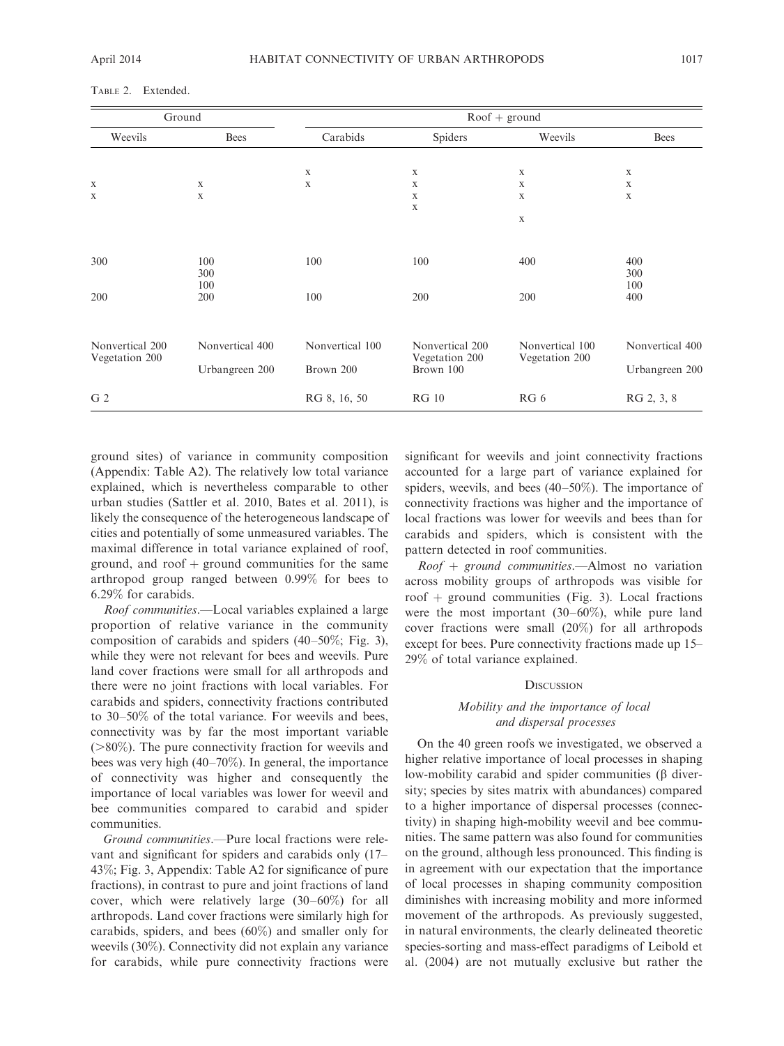TABLE 2. Extended.

| Ground | | Roof + ground | | | |
|---|---|---|---|---|---|
| Weevils | Bees | Carabids | Spiders | Weevils | Bees |
| | | x | x | x | x |
| x | x | x | x | x | x |
| x | x | | x | x | x |
| | | | x | | |
| | | | | x | |
| 300 | 100<br>300<br>100 | 100 | 100 | 400 | 400<br>300<br>100 |
| 200 | 200 | 100 | 200 | 200 | 400 |
| Nonvertical 200<br>Vegetation 200 | Nonvertical 400<br><br>Urbangreen 200 | Nonvertical 100<br><br>Brown 200 | Nonvertical 200<br>Vegetation 200<br>Brown 100 | Nonvertical 100<br>Vegetation 200 | Nonvertical 400<br><br>Urbangreen 200 |
| G 2 | | RG 8, 16, 50 | RG 10 | RG 6 | RG 2, 3, 8 |

ground sites) of variance in community composition (Appendix: Table A2). The relatively low total variance explained, which is nevertheless comparable to other urban studies (Sattler et al. 2010, Bates et al. 2011), is likely the consequence of the heterogeneous landscape of cities and potentially of some unmeasured variables. The maximal difference in total variance explained of roof, ground, and roof + ground communities for the same arthropod group ranged between 0.99% for bees to 6.29% for carabids.

*Roof communities*.—Local variables explained a large proportion of relative variance in the community composition of carabids and spiders (40–50%; Fig. 3), while they were not relevant for bees and weevils. Pure land cover fractions were small for all arthropods and there were no joint fractions with local variables. For carabids and spiders, connectivity fractions contributed to 30–50% of the total variance. For weevils and bees, connectivity was by far the most important variable (>80%). The pure connectivity fraction for weevils and bees was very high (40–70%). In general, the importance of connectivity was higher and consequently the importance of local variables was lower for weevil and bee communities compared to carabid and spider communities.

*Ground communities*.—Pure local fractions were relevant and significant for spiders and carabids only (17–43%; Fig. 3, Appendix: Table A2 for significance of pure fractions), in contrast to pure and joint fractions of land cover, which were relatively large (30–60%) for all arthropods. Land cover fractions were similarly high for carabids, spiders, and bees (60%) and smaller only for weevils (30%). Connectivity did not explain any variance for carabids, while pure connectivity fractions were significant for weevils and joint connectivity fractions accounted for a large part of variance explained for spiders, weevils, and bees (40–50%). The importance of connectivity fractions was higher and the importance of local fractions was lower for weevils and bees than for carabids and spiders, which is consistent with the pattern detected in roof communities.

*Roof + ground communities*.—Almost no variation across mobility groups of arthropods was visible for roof + ground communities (Fig. 3). Local fractions were the most important (30–60%), while pure land cover fractions were small (20%) for all arthropods except for bees. Pure connectivity fractions made up 15–29% of total variance explained.

## DISCUSSION

### *Mobility and the importance of local and dispersal processes*

On the 40 green roofs we investigated, we observed a higher relative importance of local processes in shaping low-mobility carabid and spider communities (β diversity; species by sites matrix with abundances) compared to a higher importance of dispersal processes (connectivity) in shaping high-mobility weevil and bee communities. The same pattern was also found for communities on the ground, although less pronounced. This finding is in agreement with our expectation that the importance of local processes in shaping community composition diminishes with increasing mobility and more informed movement of the arthropods. As previously suggested, in natural environments, the clearly delineated theoretic species-sorting and mass-effect paradigms of Leibold et al. (2004) are not mutually exclusive but rather the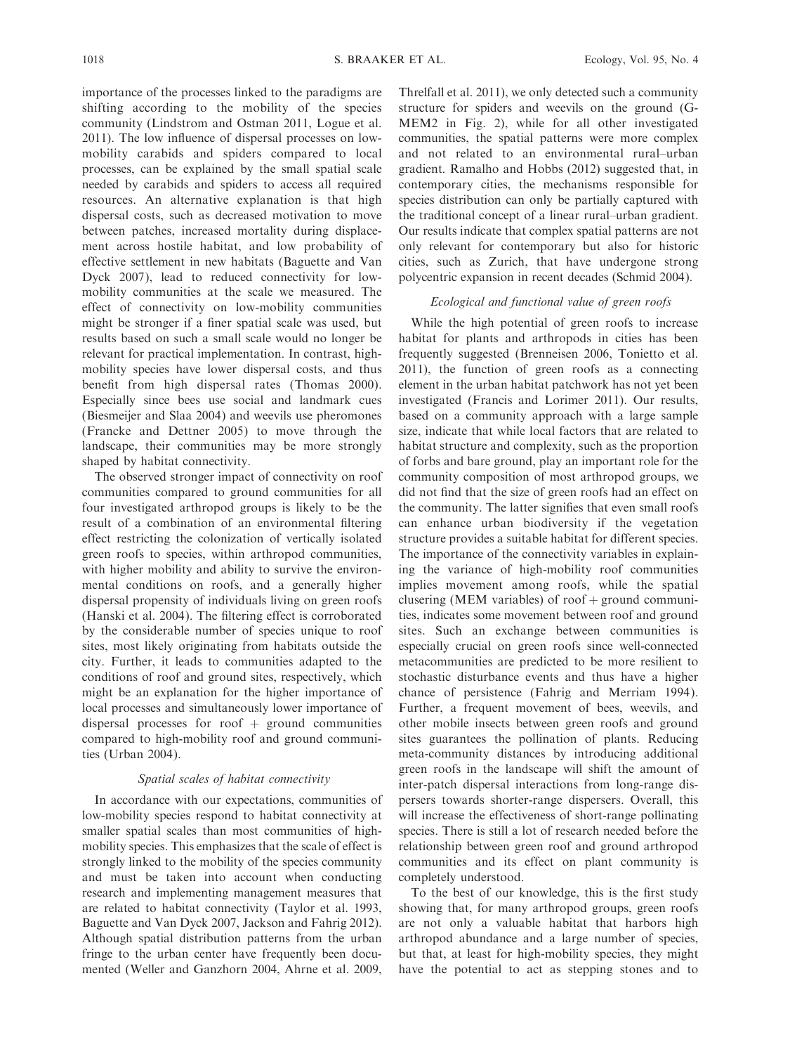importance of the processes linked to the paradigms are shifting according to the mobility of the species community (Lindstrom and Ostman 2011, Logue et al. 2011). The low influence of dispersal processes on low-mobility carabids and spiders compared to local processes, can be explained by the small spatial scale needed by carabids and spiders to access all required resources. An alternative explanation is that high dispersal costs, such as decreased motivation to move between patches, increased mortality during displacement across hostile habitat, and low probability of effective settlement in new habitats (Baguette and Van Dyck 2007), lead to reduced connectivity for low-mobility communities at the scale we measured. The effect of connectivity on low-mobility communities might be stronger if a finer spatial scale was used, but results based on such a small scale would no longer be relevant for practical implementation. In contrast, high-mobility species have lower dispersal costs, and thus benefit from high dispersal rates (Thomas 2000). Especially since bees use social and landmark cues (Biesmeijer and Slaa 2004) and weevils use pheromones (Francke and Dettner 2005) to move through the landscape, their communities may be more strongly shaped by habitat connectivity.

The observed stronger impact of connectivity on roof communities compared to ground communities for all four investigated arthropod groups is likely to be the result of a combination of an environmental filtering effect restricting the colonization of vertically isolated green roofs to species, within arthropod communities, with higher mobility and ability to survive the environmental conditions on roofs, and a generally higher dispersal propensity of individuals living on green roofs (Hanski et al. 2004). The filtering effect is corroborated by the considerable number of species unique to roof sites, most likely originating from habitats outside the city. Further, it leads to communities adapted to the conditions of roof and ground sites, respectively, which might be an explanation for the higher importance of local processes and simultaneously lower importance of dispersal processes for roof + ground communities compared to high-mobility roof and ground communities (Urban 2004).

### *Spatial scales of habitat connectivity*

In accordance with our expectations, communities of low-mobility species respond to habitat connectivity at smaller spatial scales than most communities of high-mobility species. This emphasizes that the scale of effect is strongly linked to the mobility of the species community and must be taken into account when conducting research and implementing management measures that are related to habitat connectivity (Taylor et al. 1993, Baguette and Van Dyck 2007, Jackson and Fahrig 2012). Although spatial distribution patterns from the urban fringe to the urban center have frequently been documented (Weller and Ganzhorn 2004, Ahrne et al. 2009, Threlfall et al. 2011), we only detected such a community structure for spiders and weevils on the ground (G-MEM2 in Fig. 2), while for all other investigated communities, the spatial patterns were more complex and not related to an environmental rural–urban gradient. Ramalho and Hobbs (2012) suggested that, in contemporary cities, the mechanisms responsible for species distribution can only be partially captured with the traditional concept of a linear rural–urban gradient. Our results indicate that complex spatial patterns are not only relevant for contemporary but also for historic cities, such as Zurich, that have undergone strong polycentric expansion in recent decades (Schmid 2004).

### *Ecological and functional value of green roofs*

While the high potential of green roofs to increase habitat for plants and arthropods in cities has been frequently suggested (Brenneisen 2006, Tonietto et al. 2011), the function of green roofs as a connecting element in the urban habitat patchwork has not yet been investigated (Francis and Lorimer 2011). Our results, based on a community approach with a large sample size, indicate that while local factors that are related to habitat structure and complexity, such as the proportion of forbs and bare ground, play an important role for the community composition of most arthropod groups, we did not find that the size of green roofs had an effect on the community. The latter signifies that even small roofs can enhance urban biodiversity if the vegetation structure provides a suitable habitat for different species. The importance of the connectivity variables in explaining the variance of high-mobility roof communities implies movement among roofs, while the spatial clusering (MEM variables) of roof + ground communities, indicates some movement between roof and ground sites. Such an exchange between communities is especially crucial on green roofs since well-connected metacommunities are predicted to be more resilient to stochastic disturbance events and thus have a higher chance of persistence (Fahrig and Merriam 1994). Further, a frequent movement of bees, weevils, and other mobile insects between green roofs and ground sites guarantees the pollination of plants. Reducing meta-community distances by introducing additional green roofs in the landscape will shift the amount of inter-patch dispersal interactions from long-range dispersers towards shorter-range dispersers. Overall, this will increase the effectiveness of short-range pollinating species. There is still a lot of research needed before the relationship between green roof and ground arthropod communities and its effect on plant community is completely understood.

To the best of our knowledge, this is the first study showing that, for many arthropod groups, green roofs are not only a valuable habitat that harbors high arthropod abundance and a large number of species, but that, at least for high-mobility species, they might have the potential to act as stepping stones and to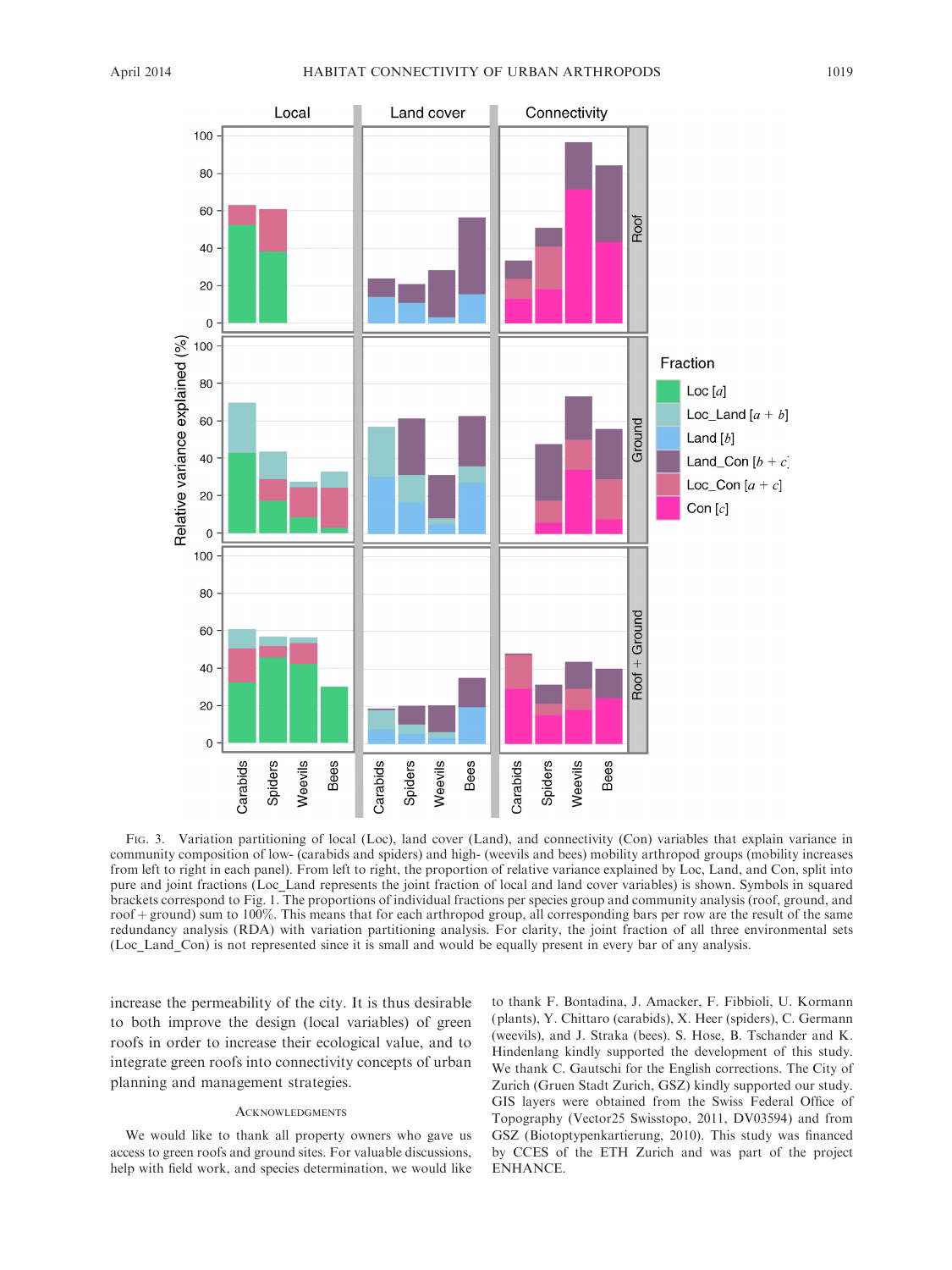Fig. 3. Variation partitioning of local (Loc), land cover (Land), and connectivity (Con) variables that explain variance in community composition of low- (carabids and spiders) and high- (weevils and bees) mobility arthropod groups (mobility increases from left to right in each panel). From left to right, the proportion of relative variance explained by Loc, Land, and Con, split into pure and joint fractions (Loc_Land represents the joint fraction of local and land cover variables) is shown. Symbols in squared brackets correspond to Fig. 1. The proportions of individual fractions per species group and community analysis (roof, ground, and roof + ground) sum to 100%. This means that for each arthropod group, all corresponding bars per row are the result of the same redundancy analysis (RDA) with variation partitioning analysis. For clarity, the joint fraction of all three environmental sets (Loc_Land_Con) is not represented since it is small and would be equally present in every bar of any analysis.

increase the permeability of the city. It is thus desirable to both improve the design (local variables) of green roofs in order to increase their ecological value, and to integrate green roofs into connectivity concepts of urban planning and management strategies.

## Acknowledgments

We would like to thank all property owners who gave us access to green roofs and ground sites. For valuable discussions, help with field work, and species determination, we would like to thank F. Bontadina, J. Amacker, F. Fibbioli, U. Kormann (plants), Y. Chittaro (carabids), X. Heer (spiders), C. Germann (weevils), and J. Straka (bees). S. Hose, B. Tschander and K. Hindenlang kindly supported the development of this study. We thank C. Gautschi for the English corrections. The City of Zurich (Gruen Stadt Zurich, GSZ) kindly supported our study. GIS layers were obtained from the Swiss Federal Office of Topography (Vector25 Swisstopo, 2011, DV03594) and from GSZ (Biotoptypenkartierung, 2010). This study was financed by CCES of the ETH Zurich and was part of the project ENHANCE.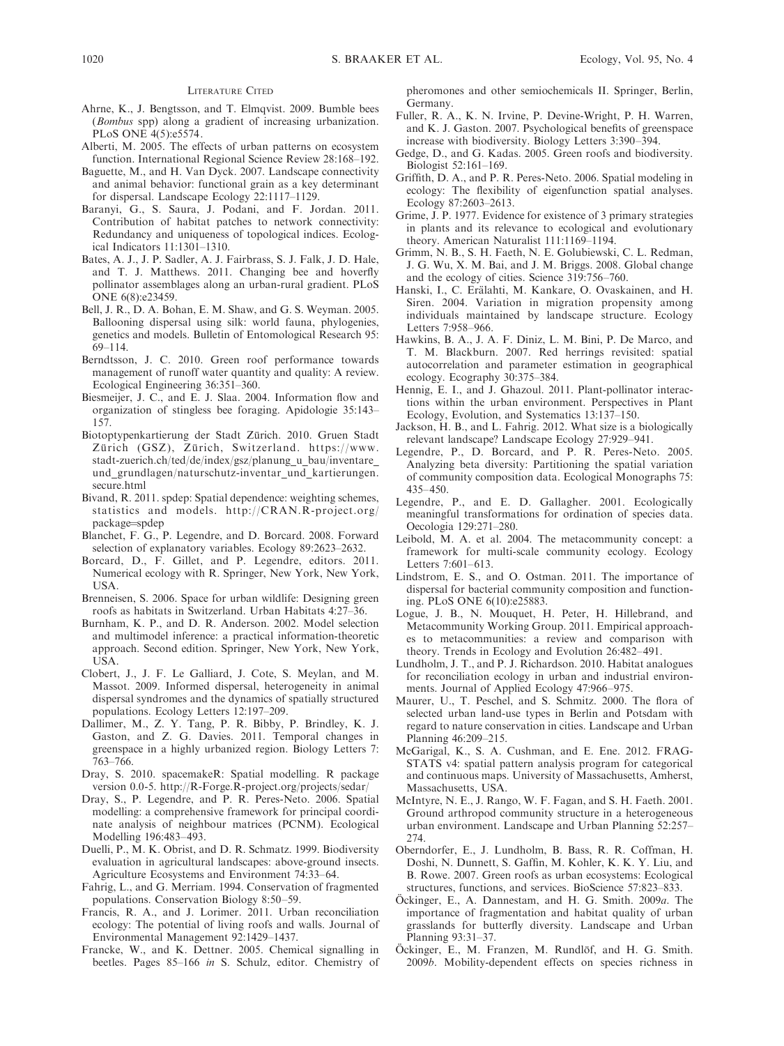## Literature Cited

Ahrne, K., J. Bengtsson, and T. Elmqvist. 2009. Bumble bees (*Bombus* spp) along a gradient of increasing urbanization. PLoS ONE 4(5):e5574.

Alberti, M. 2005. The effects of urban patterns on ecosystem function. International Regional Science Review 28:168–192.

Baguette, M., and H. Van Dyck. 2007. Landscape connectivity and animal behavior: functional grain as a key determinant for dispersal. Landscape Ecology 22:1117–1129.

Baranyi, G., S. Saura, J. Podani, and F. Jordan. 2011. Contribution of habitat patches to network connectivity: Redundancy and uniqueness of topological indices. Ecological Indicators 11:1301–1310.

Bates, A. J., J. P. Sadler, A. J. Fairbrass, S. J. Falk, J. D. Hale, and T. J. Matthews. 2011. Changing bee and hoverfly pollinator assemblages along an urban-rural gradient. PLoS ONE 6(8):e23459.

Bell, J. R., D. A. Bohan, E. M. Shaw, and G. S. Weyman. 2005. Ballooning dispersal using silk: world fauna, phylogenies, genetics and models. Bulletin of Entomological Research 95: 69–114.

Berndtsson, J. C. 2010. Green roof performance towards management of runoff water quantity and quality: A review. Ecological Engineering 36:351–360.

Biesmeijer, J. C., and E. J. Slaa. 2004. Information flow and organization of stingless bee foraging. Apidologie 35:143–157.

Biotoptypenkartierung der Stadt Zürich. 2010. Gruen Stadt Zürich (GSZ), Zürich, Switzerland. https://www.stadt-zuerich.ch/ted/de/index/gsz/planung_u_bau/inventare_und_grundlagen/naturschutz-inventar_und_kartierungen.secure.html

Bivand, R. 2011. spdep: Spatial dependence: weighting schemes, statistics and models. http://CRAN.R-project.org/package=spdep

Blanchet, F. G., P. Legendre, and D. Borcard. 2008. Forward selection of explanatory variables. Ecology 89:2623–2632.

Borcard, D., F. Gillet, and P. Legendre, editors. 2011. Numerical ecology with R. Springer, New York, New York, USA.

Brenneisen, S. 2006. Space for urban wildlife: Designing green roofs as habitats in Switzerland. Urban Habitats 4:27–36.

Burnham, K. P., and D. R. Anderson. 2002. Model selection and multimodel inference: a practical information-theoretic approach. Second edition. Springer, New York, New York, USA.

Clobert, J., J. F. Le Galliard, J. Cote, S. Meylan, and M. Massot. 2009. Informed dispersal, heterogeneity in animal dispersal syndromes and the dynamics of spatially structured populations. Ecology Letters 12:197–209.

Dallimer, M., Z. Y. Tang, P. R. Bibby, P. Brindley, K. J. Gaston, and Z. G. Davies. 2011. Temporal changes in greenspace in a highly urbanized region. Biology Letters 7: 763–766.

Dray, S. 2010. spacemakeR: Spatial modelling. R package version 0.0-5. http://R-Forge.R-project.org/projects/sedar/

Dray, S., P. Legendre, and P. R. Peres-Neto. 2006. Spatial modelling: a comprehensive framework for principal coordinate analysis of neighbour matrices (PCNM). Ecological Modelling 196:483–493.

Duelli, P., M. K. Obrist, and D. R. Schmatz. 1999. Biodiversity evaluation in agricultural landscapes: above-ground insects. Agriculture Ecosystems and Environment 74:33–64.

Fahrig, L., and G. Merriam. 1994. Conservation of fragmented populations. Conservation Biology 8:50–59.

Francis, R. A., and J. Lorimer. 2011. Urban reconciliation ecology: The potential of living roofs and walls. Journal of Environmental Management 92:1429–1437.

Francke, W., and K. Dettner. 2005. Chemical signalling in beetles. Pages 85–166 *in* S. Schulz, editor. Chemistry of pheromones and other semiochemicals II. Springer, Berlin, Germany.

Fuller, R. A., K. N. Irvine, P. Devine-Wright, P. H. Warren, and K. J. Gaston. 2007. Psychological benefits of greenspace increase with biodiversity. Biology Letters 3:390–394.

Gedge, D., and G. Kadas. 2005. Green roofs and biodiversity. Biologist 52:161–169.

Griffith, D. A., and P. R. Peres-Neto. 2006. Spatial modeling in ecology: The flexibility of eigenfunction spatial analyses. Ecology 87:2603–2613.

Grime, J. P. 1977. Evidence for existence of 3 primary strategies in plants and its relevance to ecological and evolutionary theory. American Naturalist 111:1169–1194.

Grimm, N. B., S. H. Faeth, N. E. Golubiewski, C. L. Redman, J. G. Wu, X. M. Bai, and J. M. Briggs. 2008. Global change and the ecology of cities. Science 319:756–760.

Hanski, I., C. Erälahti, M. Kankare, O. Ovaskainen, and H. Siren. 2004. Variation in migration propensity among individuals maintained by landscape structure. Ecology Letters 7:958–966.

Hawkins, B. A., J. A. F. Diniz, L. M. Bini, P. De Marco, and T. M. Blackburn. 2007. Red herrings revisited: spatial autocorrelation and parameter estimation in geographical ecology. Ecography 30:375–384.

Hennig, E. I., and J. Ghazoul. 2011. Plant-pollinator interactions within the urban environment. Perspectives in Plant Ecology, Evolution, and Systematics 13:137–150.

Jackson, H. B., and L. Fahrig. 2012. What size is a biologically relevant landscape? Landscape Ecology 27:929–941.

Legendre, P., D. Borcard, and P. R. Peres-Neto. 2005. Analyzing beta diversity: Partitioning the spatial variation of community composition data. Ecological Monographs 75: 435–450.

Legendre, P., and E. D. Gallagher. 2001. Ecologically meaningful transformations for ordination of species data. Oecologia 129:271–280.

Leibold, M. A. et al. 2004. The metacommunity concept: a framework for multi-scale community ecology. Ecology Letters 7:601–613.

Lindstrom, E. S., and O. Ostman. 2011. The importance of dispersal for bacterial community composition and functioning. PLoS ONE 6(10):e25883.

Logue, J. B., N. Mouquet, H. Peter, H. Hillebrand, and Metacommunity Working Group. 2011. Empirical approaches to metacommunities: a review and comparison with theory. Trends in Ecology and Evolution 26:482–491.

Lundholm, J. T., and P. J. Richardson. 2010. Habitat analogues for reconciliation ecology in urban and industrial environments. Journal of Applied Ecology 47:966–975.

Maurer, U., T. Peschel, and S. Schmitz. 2000. The flora of selected urban land-use types in Berlin and Potsdam with regard to nature conservation in cities. Landscape and Urban Planning 46:209–215.

McGarigal, K., S. A. Cushman, and E. Ene. 2012. FRAGSTATS v4: spatial pattern analysis program for categorical and continuous maps. University of Massachusetts, Amherst, Massachusetts, USA.

McIntyre, N. E., J. Rango, W. F. Fagan, and S. H. Faeth. 2001. Ground arthropod community structure in a heterogeneous urban environment. Landscape and Urban Planning 52:257–274.

Oberndorfer, E., J. Lundholm, B. Bass, R. R. Coffman, H. Doshi, N. Dunnett, S. Gaffin, M. Kohler, K. K. Y. Liu, and B. Rowe. 2007. Green roofs as urban ecosystems: Ecological structures, functions, and services. BioScience 57:823–833.

Öckinger, E., A. Dannestam, and H. G. Smith. 2009*a*. The importance of fragmentation and habitat quality of urban grasslands for butterfly diversity. Landscape and Urban Planning 93:31–37.

Öckinger, E., M. Franzen, M. Rundlöf, and H. G. Smith. 2009*b*. Mobility-dependent effects on species richness in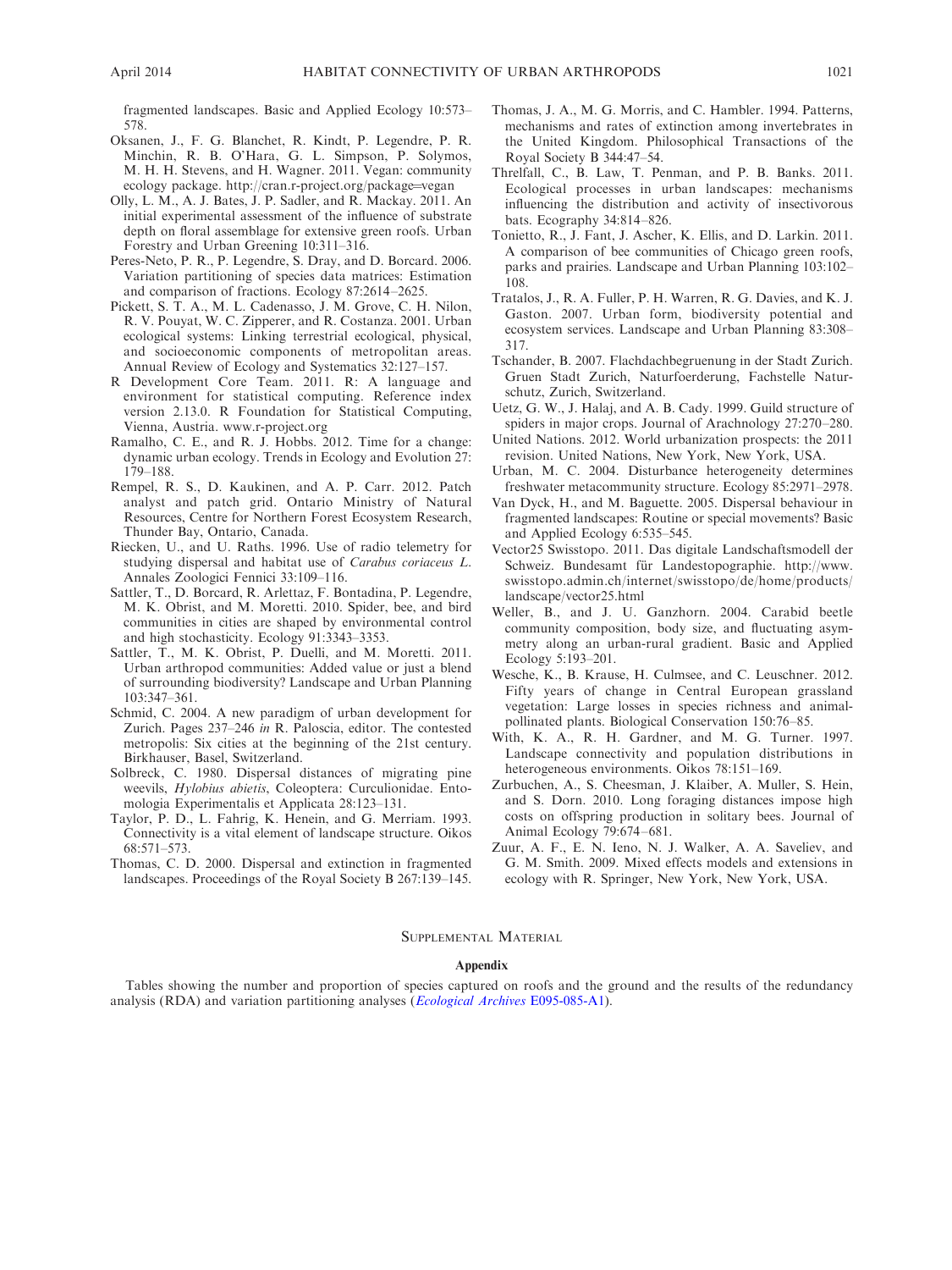fragmented landscapes. Basic and Applied Ecology 10:573–578.

Oksanen, J., F. G. Blanchet, R. Kindt, P. Legendre, P. R. Minchin, R. B. O'Hara, G. L. Simpson, P. Solymos, M. H. H. Stevens, and H. Wagner. 2011. Vegan: community ecology package. http://cran.r-project.org/package=vegan

Olly, L. M., A. J. Bates, J. P. Sadler, and R. Mackay. 2011. An initial experimental assessment of the influence of substrate depth on floral assemblage for extensive green roofs. Urban Forestry and Urban Greening 10:311–316.

Peres-Neto, P. R., P. Legendre, S. Dray, and D. Borcard. 2006. Variation partitioning of species data matrices: Estimation and comparison of fractions. Ecology 87:2614–2625.

Pickett, S. T. A., M. L. Cadenasso, J. M. Grove, C. H. Nilon, R. V. Pouyat, W. C. Zipperer, and R. Costanza. 2001. Urban ecological systems: Linking terrestrial ecological, physical, and socioeconomic components of metropolitan areas. Annual Review of Ecology and Systematics 32:127–157.

R Development Core Team. 2011. R: A language and environment for statistical computing. Reference index version 2.13.0. R Foundation for Statistical Computing, Vienna, Austria. www.r-project.org

Ramalho, C. E., and R. J. Hobbs. 2012. Time for a change: dynamic urban ecology. Trends in Ecology and Evolution 27: 179–188.

Rempel, R. S., D. Kaukinen, and A. P. Carr. 2012. Patch analyst and patch grid. Ontario Ministry of Natural Resources, Centre for Northern Forest Ecosystem Research, Thunder Bay, Ontario, Canada.

Riecken, U., and U. Raths. 1996. Use of radio telemetry for studying dispersal and habitat use of *Carabus coriaceus L.* Annales Zoologici Fennici 33:109–116.

Sattler, T., D. Borcard, R. Arlettaz, F. Bontadina, P. Legendre, M. K. Obrist, and M. Moretti. 2010. Spider, bee, and bird communities in cities are shaped by environmental control and high stochasticity. Ecology 91:3343–3353.

Sattler, T., M. K. Obrist, P. Duelli, and M. Moretti. 2011. Urban arthropod communities: Added value or just a blend of surrounding biodiversity? Landscape and Urban Planning 103:347–361.

Schmid, C. 2004. A new paradigm of urban development for Zurich. Pages 237–246 *in* R. Paloscia, editor. The contested metropolis: Six cities at the beginning of the 21st century. Birkhauser, Basel, Switzerland.

Solbreck, C. 1980. Dispersal distances of migrating pine weevils, *Hylobius abietis*, Coleoptera: Curculionidae. Entomologia Experimentalis et Applicata 28:123–131.

Taylor, P. D., L. Fahrig, K. Henein, and G. Merriam. 1993. Connectivity is a vital element of landscape structure. Oikos 68:571–573.

Thomas, C. D. 2000. Dispersal and extinction in fragmented landscapes. Proceedings of the Royal Society B 267:139–145.

Thomas, J. A., M. G. Morris, and C. Hambler. 1994. Patterns, mechanisms and rates of extinction among invertebrates in the United Kingdom. Philosophical Transactions of the Royal Society B 344:47–54.

Threlfall, C., B. Law, T. Penman, and P. B. Banks. 2011. Ecological processes in urban landscapes: mechanisms influencing the distribution and activity of insectivorous bats. Ecography 34:814–826.

Tonietto, R., J. Fant, J. Ascher, K. Ellis, and D. Larkin. 2011. A comparison of bee communities of Chicago green roofs, parks and prairies. Landscape and Urban Planning 103:102–108.

Tratalos, J., R. A. Fuller, P. H. Warren, R. G. Davies, and K. J. Gaston. 2007. Urban form, biodiversity potential and ecosystem services. Landscape and Urban Planning 83:308–317.

Tschander, B. 2007. Flachdachbegruenung in der Stadt Zurich. Gruen Stadt Zurich, Naturfoerderung, Fachstelle Naturschutz, Zurich, Switzerland.

Uetz, G. W., J. Halaj, and A. B. Cady. 1999. Guild structure of spiders in major crops. Journal of Arachnology 27:270–280.

United Nations. 2012. World urbanization prospects: the 2011 revision. United Nations, New York, New York, USA.

Urban, M. C. 2004. Disturbance heterogeneity determines freshwater metacommunity structure. Ecology 85:2971–2978.

Van Dyck, H., and M. Baguette. 2005. Dispersal behaviour in fragmented landscapes: Routine or special movements? Basic and Applied Ecology 6:535–545.

Vector25 Swisstopo. 2011. Das digitale Landschaftsmodell der Schweiz. Bundesamt für Landestopographie. http://www.swisstopo.admin.ch/internet/swisstopo/de/home/products/landscape/vector25.html

Weller, B., and J. U. Ganzhorn. 2004. Carabid beetle community composition, body size, and fluctuating asymmetry along an urban-rural gradient. Basic and Applied Ecology 5:193–201.

Wesche, K., B. Krause, H. Culmsee, and C. Leuschner. 2012. Fifty years of change in Central European grassland vegetation: Large losses in species richness and animal-pollinated plants. Biological Conservation 150:76–85.

With, K. A., R. H. Gardner, and M. G. Turner. 1997. Landscape connectivity and population distributions in heterogeneous environments. Oikos 78:151–169.

Zurbuchen, A., S. Cheesman, J. Klaiber, A. Muller, S. Hein, and S. Dorn. 2010. Long foraging distances impose high costs on offspring production in solitary bees. Journal of Animal Ecology 79:674–681.

Zuur, A. F., E. N. Ieno, N. J. Walker, A. A. Saveliev, and G. M. Smith. 2009. Mixed effects models and extensions in ecology with R. Springer, New York, New York, USA.

## Supplemental Material

### Appendix

Tables showing the number and proportion of species captured on roofs and the ground and the results of the redundancy analysis (RDA) and variation partitioning analyses (*Ecological Archives* E095-085-A1).